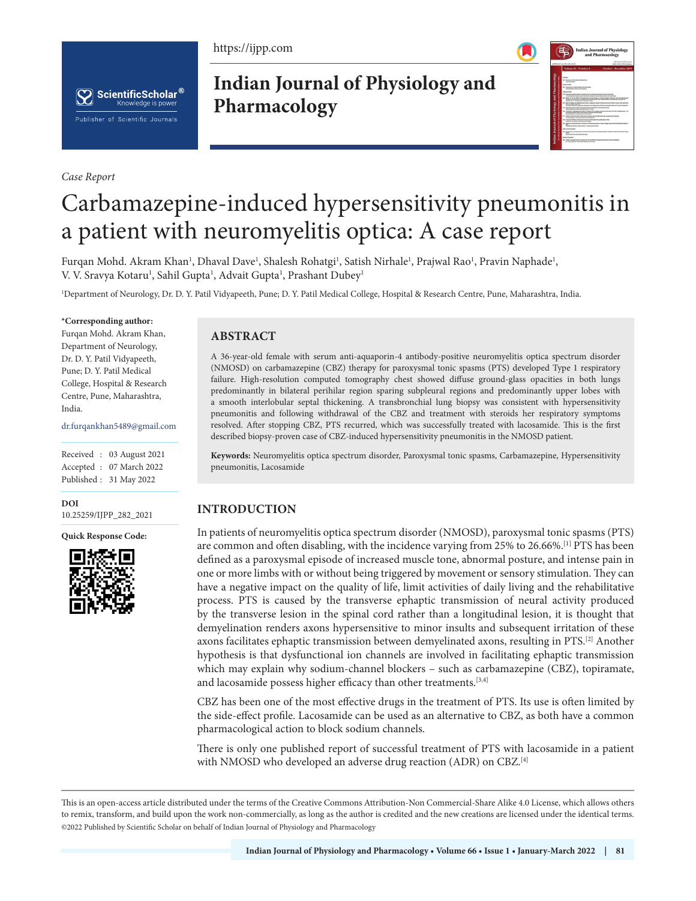*Case Report*

# Carbamazepine-induced hypersensitivity pneumonitis in a patient with neuromyelitis optica: A case report

Furqan Mohd. Akram Khan[1], Dhaval Dave[1], Shalesh Rohatgi[1], Satish Nirhale[1], Prajwal Rao[1], Pravin Naphade[1], V. V. Sravya Kotaru[1], Sahil Gupta[1], Advait Gupta[1], Prashant Dubey[1]

[1]Department of Neurology, Dr. D. Y. Patil Vidyapeeth, Pune; D. Y. Patil Medical College, Hospital & Research Centre, Pune, Maharashtra, India.

**\*Corresponding author:**
Furqan Mohd. Akram Khan, Department of Neurology, Dr. D. Y. Patil Vidyapeeth, Pune; D. Y. Patil Medical College, Hospital & Research Centre, Pune, Maharashtra, India.

dr.furqankhan5489@gmail.com

Received : 03 August 2021
Accepted : 07 March 2022
Published : 31 May 2022

**DOI**
10.25259/IJPP_282_2021

**Quick Response Code:**

## ABSTRACT

A 36-year-old female with serum anti-aquaporin-4 antibody-positive neuromyelitis optica spectrum disorder (NMOSD) on carbamazepine (CBZ) therapy for paroxysmal tonic spasms (PTS) developed Type 1 respiratory failure. High-resolution computed tomography chest showed diffuse ground-glass opacities in both lungs predominantly in bilateral perihilar region sparing subpleural regions and predominantly upper lobes with a smooth interlobular septal thickening. A transbronchial lung biopsy was consistent with hypersensitivity pneumonitis and following withdrawal of the CBZ and treatment with steroids her respiratory symptoms resolved. After stopping CBZ, PTS recurred, which was successfully treated with lacosamide. This is the first described biopsy-proven case of CBZ-induced hypersensitivity pneumonitis in the NMOSD patient.

**Keywords:** Neuromyelitis optica spectrum disorder, Paroxysmal tonic spasms, Carbamazepine, Hypersensitivity pneumonitis, Lacosamide

## INTRODUCTION

In patients of neuromyelitis optica spectrum disorder (NMOSD), paroxysmal tonic spasms (PTS) are common and often disabling, with the incidence varying from 25% to 26.66%.[1] PTS has been defined as a paroxysmal episode of increased muscle tone, abnormal posture, and intense pain in one or more limbs with or without being triggered by movement or sensory stimulation. They can have a negative impact on the quality of life, limit activities of daily living and the rehabilitative process. PTS is caused by the transverse ephaptic transmission of neural activity produced by the transverse lesion in the spinal cord rather than a longitudinal lesion, it is thought that demyelination renders axons hypersensitive to minor insults and subsequent irritation of these axons facilitates ephaptic transmission between demyelinated axons, resulting in PTS.[2] Another hypothesis is that dysfunctional ion channels are involved in facilitating ephaptic transmission which may explain why sodium-channel blockers – such as carbamazepine (CBZ), topiramate, and lacosamide possess higher efficacy than other treatments.[3,4]

CBZ has been one of the most effective drugs in the treatment of PTS. Its use is often limited by the side-effect profile. Lacosamide can be used as an alternative to CBZ, as both have a common pharmacological action to block sodium channels.

There is only one published report of successful treatment of PTS with lacosamide in a patient with NMOSD who developed an adverse drug reaction (ADR) on CBZ.[4]

This is an open-access article distributed under the terms of the Creative Commons Attribution-Non Commercial-Share Alike 4.0 License, which allows others to remix, transform, and build upon the work non-commercially, as long as the author is credited and the new creations are licensed under the identical terms.
©2022 Published by Scientific Scholar on behalf of Indian Journal of Physiology and Pharmacology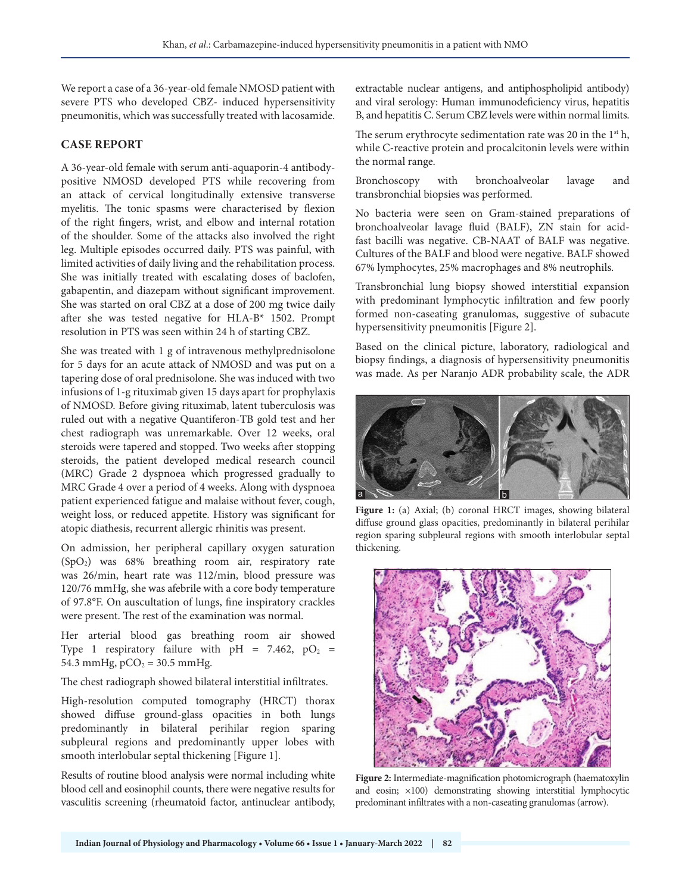We report a case of a 36-year-old female NMOSD patient with severe PTS who developed CBZ- induced hypersensitivity pneumonitis, which was successfully treated with lacosamide.

## CASE REPORT

A 36-year-old female with serum anti-aquaporin-4 antibody-positive NMOSD developed PTS while recovering from an attack of cervical longitudinally extensive transverse myelitis. The tonic spasms were characterised by flexion of the right fingers, wrist, and elbow and internal rotation of the shoulder. Some of the attacks also involved the right leg. Multiple episodes occurred daily. PTS was painful, with limited activities of daily living and the rehabilitation process. She was initially treated with escalating doses of baclofen, gabapentin, and diazepam without significant improvement. She was started on oral CBZ at a dose of 200 mg twice daily after she was tested negative for HLA-B* 1502. Prompt resolution in PTS was seen within 24 h of starting CBZ.

She was treated with 1 g of intravenous methylprednisolone for 5 days for an acute attack of NMOSD and was put on a tapering dose of oral prednisolone. She was induced with two infusions of 1-g rituximab given 15 days apart for prophylaxis of NMOSD. Before giving rituximab, latent tuberculosis was ruled out with a negative Quantiferon-TB gold test and her chest radiograph was unremarkable. Over 12 weeks, oral steroids were tapered and stopped. Two weeks after stopping steroids, the patient developed medical research council (MRC) Grade 2 dyspnoea which progressed gradually to MRC Grade 4 over a period of 4 weeks. Along with dyspnoea patient experienced fatigue and malaise without fever, cough, weight loss, or reduced appetite. History was significant for atopic diathesis, recurrent allergic rhinitis was present.

On admission, her peripheral capillary oxygen saturation ($SpO_2$) was 68% breathing room air, respiratory rate was 26/min, heart rate was 112/min, blood pressure was 120/76 mmHg, she was afebrile with a core body temperature of 97.8°F. On auscultation of lungs, fine inspiratory crackles were present. The rest of the examination was normal.

Her arterial blood gas breathing room air showed Type 1 respiratory failure with pH = 7.462, $pO_2$ = 54.3 mmHg, $pCO_2$ = 30.5 mmHg.

The chest radiograph showed bilateral interstitial infiltrates.

High-resolution computed tomography (HRCT) thorax showed diffuse ground-glass opacities in both lungs predominantly in bilateral perihilar region sparing subpleural regions and predominantly upper lobes with smooth interlobular septal thickening [Figure 1].

Results of routine blood analysis were normal including white blood cell and eosinophil counts, there were negative results for vasculitis screening (rheumatoid factor, antinuclear antibody, extractable nuclear antigens, and antiphospholipid antibody) and viral serology: Human immunodeficiency virus, hepatitis B, and hepatitis C. Serum CBZ levels were within normal limits.

The serum erythrocyte sedimentation rate was 20 in the 1st h, while C-reactive protein and procalcitonin levels were within the normal range.

Bronchoscopy with bronchoalveolar lavage and transbronchial biopsies was performed.

No bacteria were seen on Gram-stained preparations of bronchoalveolar lavage fluid (BALF), ZN stain for acid-fast bacilli was negative. CB-NAAT of BALF was negative. Cultures of the BALF and blood were negative. BALF showed 67% lymphocytes, 25% macrophages and 8% neutrophils.

Transbronchial lung biopsy showed interstitial expansion with predominant lymphocytic infiltration and few poorly formed non-caseating granulomas, suggestive of subacute hypersensitivity pneumonitis [Figure 2].

Based on the clinical picture, laboratory, radiological and biopsy findings, a diagnosis of hypersensitivity pneumonitis was made. As per Naranjo ADR probability scale, the ADR

**Figure 1:** (a) Axial; (b) coronal HRCT images, showing bilateral diffuse ground glass opacities, predominantly in bilateral perihilar region sparing subpleural regions with smooth interlobular septal thickening.

**Figure 2:** Intermediate-magnification photomicrograph (haematoxylin and eosin; ×100) demonstrating showing interstitial lymphocytic predominant infiltrates with a non-caseating granulomas (arrow).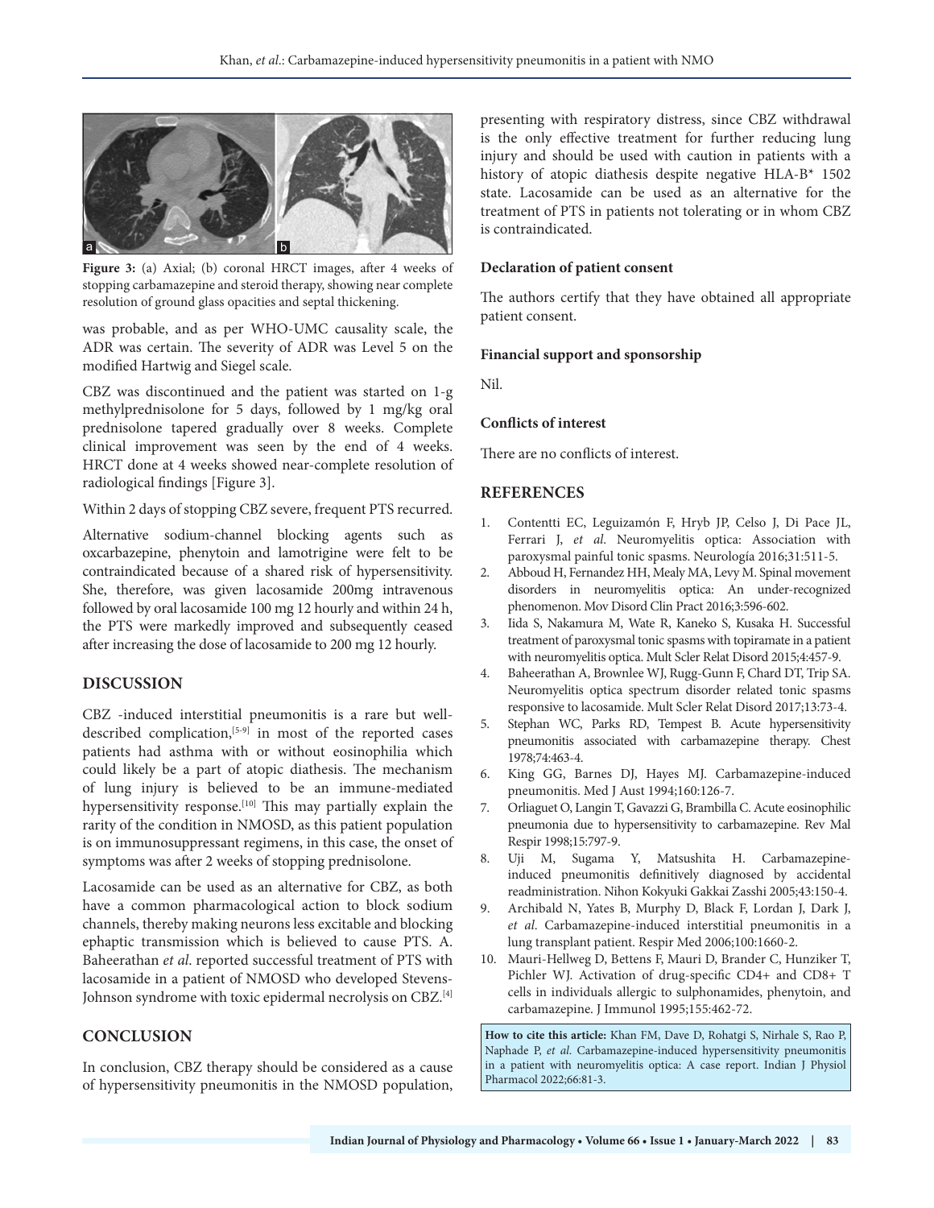Figure 3: (a) Axial; (b) coronal HRCT images, after 4 weeks of stopping carbamazepine and steroid therapy, showing near complete resolution of ground glass opacities and septal thickening.

was probable, and as per WHO-UMC causality scale, the ADR was certain. The severity of ADR was Level 5 on the modified Hartwig and Siegel scale.

CBZ was discontinued and the patient was started on 1-g methylprednisolone for 5 days, followed by 1 mg/kg oral prednisolone tapered gradually over 8 weeks. Complete clinical improvement was seen by the end of 4 weeks. HRCT done at 4 weeks showed near-complete resolution of radiological findings [Figure 3].

Within 2 days of stopping CBZ severe, frequent PTS recurred.

Alternative sodium-channel blocking agents such as oxcarbazepine, phenytoin and lamotrigine were felt to be contraindicated because of a shared risk of hypersensitivity. She, therefore, was given lacosamide 200mg intravenous followed by oral lacosamide 100 mg 12 hourly and within 24 h, the PTS were markedly improved and subsequently ceased after increasing the dose of lacosamide to 200 mg 12 hourly.

## DISCUSSION

CBZ -induced interstitial pneumonitis is a rare but well-described complication,[5-9] in most of the reported cases patients had asthma with or without eosinophilia which could likely be a part of atopic diathesis. The mechanism of lung injury is believed to be an immune-mediated hypersensitivity response.[10] This may partially explain the rarity of the condition in NMOSD, as this patient population is on immunosuppressant regimens, in this case, the onset of symptoms was after 2 weeks of stopping prednisolone.

Lacosamide can be used as an alternative for CBZ, as both have a common pharmacological action to block sodium channels, thereby making neurons less excitable and blocking ephaptic transmission which is believed to cause PTS. A. Baheerathan *et al*. reported successful treatment of PTS with lacosamide in a patient of NMOSD who developed Stevens-Johnson syndrome with toxic epidermal necrolysis on CBZ.[4]

## CONCLUSION

In conclusion, CBZ therapy should be considered as a cause of hypersensitivity pneumonitis in the NMOSD population, presenting with respiratory distress, since CBZ withdrawal is the only effective treatment for further reducing lung injury and should be used with caution in patients with a history of atopic diathesis despite negative HLA-B* 1502 state. Lacosamide can be used as an alternative for the treatment of PTS in patients not tolerating or in whom CBZ is contraindicated.

### Declaration of patient consent

The authors certify that they have obtained all appropriate patient consent.

### Financial support and sponsorship

Nil.

### Conflicts of interest

There are no conflicts of interest.

## REFERENCES

1. Contentti EC, Leguizamón F, Hryb JP, Celso J, Di Pace JL, Ferrari J, *et al*. Neuromyelitis optica: Association with paroxysmal painful tonic spasms. Neurología 2016;31:511-5.
2. Abboud H, Fernandez HH, Mealy MA, Levy M. Spinal movement disorders in neuromyelitis optica: An under-recognized phenomenon. Mov Disord Clin Pract 2016;3:596-602.
3. Iida S, Nakamura M, Wate R, Kaneko S, Kusaka H. Successful treatment of paroxysmal tonic spasms with topiramate in a patient with neuromyelitis optica. Mult Scler Relat Disord 2015;4:457-9.
4. Baheerathan A, Brownlee WJ, Rugg-Gunn F, Chard DT, Trip SA. Neuromyelitis optica spectrum disorder related tonic spasms responsive to lacosamide. Mult Scler Relat Disord 2017;13:73-4.
5. Stephan WC, Parks RD, Tempest B. Acute hypersensitivity pneumonitis associated with carbamazepine therapy. Chest 1978;74:463-4.
6. King GG, Barnes DJ, Hayes MJ. Carbamazepine-induced pneumonitis. Med J Aust 1994;160:126-7.
7. Orliaguet O, Langin T, Gavazzi G, Brambilla C. Acute eosinophilic pneumonia due to hypersensitivity to carbamazepine. Rev Mal Respir 1998;15:797-9.
8. Uji M, Sugama Y, Matsushita H. Carbamazepine-induced pneumonitis definitively diagnosed by accidental readministration. Nihon Kokyuki Gakkai Zasshi 2005;43:150-4.
9. Archibald N, Yates B, Murphy D, Black F, Lordan J, Dark J, *et al*. Carbamazepine-induced interstitial pneumonitis in a lung transplant patient. Respir Med 2006;100:1660-2.
10. Mauri-Hellweg D, Bettens F, Mauri D, Brander C, Hunziker T, Pichler WJ. Activation of drug-specific CD4+ and CD8+ T cells in individuals allergic to sulphonamides, phenytoin, and carbamazepine. J Immunol 1995;155:462-72.

**How to cite this article:** Khan FM, Dave D, Rohatgi S, Nirhale S, Rao P, Naphade P, *et al*. Carbamazepine-induced hypersensitivity pneumonitis in a patient with neuromyelitis optica: A case report. Indian J Physiol Pharmacol 2022;66:81-3.